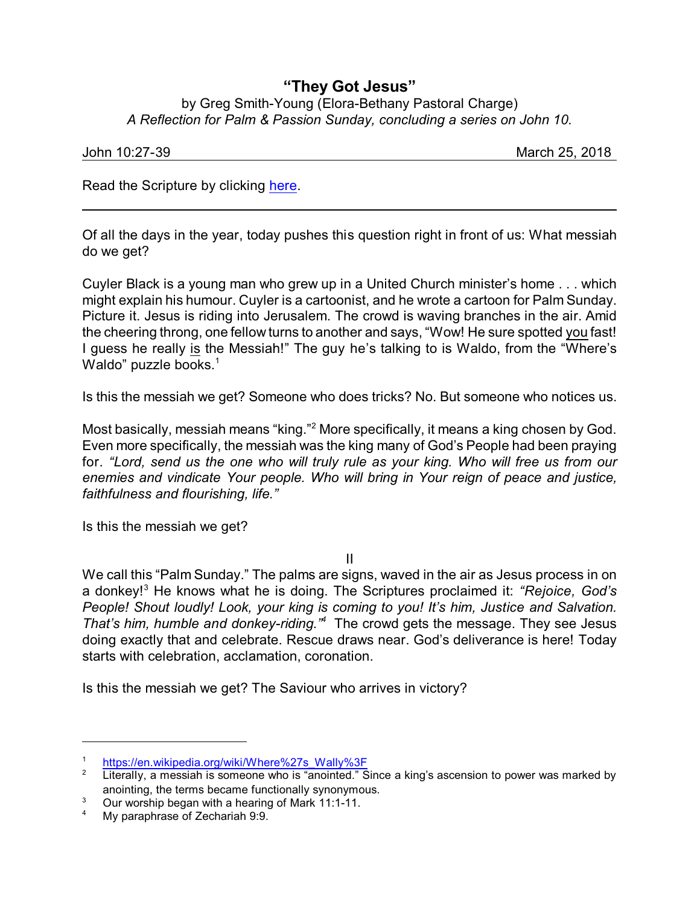# "They Got Jesus"

by Greg Smith-Young (Elora-Bethany Pastoral Charge)
*A Reflection for Palm & Passion Sunday, concluding a series on John 10.*

John 10:27-39 March 25, 2018

Read the Scripture by clicking here.

---

Of all the days in the year, today pushes this question right in front of us: What messiah do we get?

Cuyler Black is a young man who grew up in a United Church minister's home . . . which might explain his humour. Cuyler is a cartoonist, and he wrote a cartoon for Palm Sunday. Picture it. Jesus is riding into Jerusalem. The crowd is waving branches in the air. Amid the cheering throng, one fellow turns to another and says, "Wow! He sure spotted you fast! I guess he really is the Messiah!" The guy he's talking to is Waldo, from the "Where's Waldo" puzzle books.[1]

Is this the messiah we get? Someone who does tricks? No. But someone who notices us.

Most basically, messiah means "king."[2] More specifically, it means a king chosen by God. Even more specifically, the messiah was the king many of God's People had been praying for. *"Lord, send us the one who will truly rule as your king. Who will free us from our enemies and vindicate Your people. Who will bring in Your reign of peace and justice, faithfulness and flourishing, life."*

Is this the messiah we get?

II

We call this "Palm Sunday." The palms are signs, waved in the air as Jesus process in on a donkey![3] He knows what he is doing. The Scriptures proclaimed it: *"Rejoice, God's People! Shout loudly! Look, your king is coming to you! It's him, Justice and Salvation. That's him, humble and donkey-riding."*[4] The crowd gets the message. They see Jesus doing exactly that and celebrate. Rescue draws near. God's deliverance is here! Today starts with celebration, acclamation, coronation.

Is this the messiah we get? The Saviour who arrives in victory?

---

[1] https://en.wikipedia.org/wiki/Where%27s_Wally%3F

[2] Literally, a messiah is someone who is "anointed." Since a king's ascension to power was marked by anointing, the terms became functionally synonymous.

[3] Our worship began with a hearing of Mark 11:1-11.

[4] My paraphrase of Zechariah 9:9.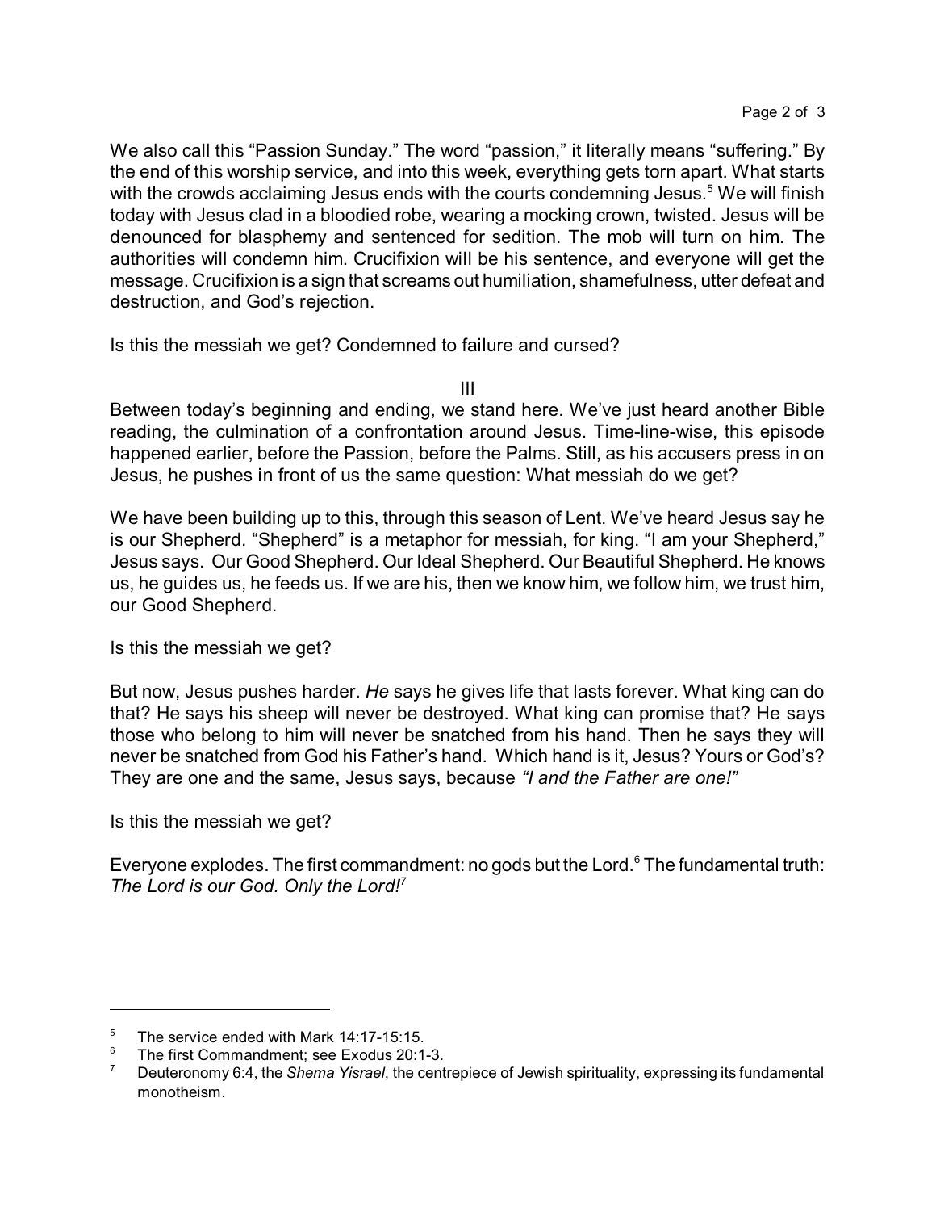We also call this "Passion Sunday." The word "passion," it literally means "suffering." By the end of this worship service, and into this week, everything gets torn apart. What starts with the crowds acclaiming Jesus ends with the courts condemning Jesus.[5] We will finish today with Jesus clad in a bloodied robe, wearing a mocking crown, twisted. Jesus will be denounced for blasphemy and sentenced for sedition. The mob will turn on him. The authorities will condemn him. Crucifixion will be his sentence, and everyone will get the message. Crucifixion is a sign that screams out humiliation, shamefulness, utter defeat and destruction, and God's rejection.

Is this the messiah we get? Condemned to failure and cursed?

## III

Between today's beginning and ending, we stand here. We've just heard another Bible reading, the culmination of a confrontation around Jesus. Time-line-wise, this episode happened earlier, before the Passion, before the Palms. Still, as his accusers press in on Jesus, he pushes in front of us the same question: What messiah do we get?

We have been building up to this, through this season of Lent. We've heard Jesus say he is our Shepherd. "Shepherd" is a metaphor for messiah, for king. "I am your Shepherd," Jesus says. Our Good Shepherd. Our Ideal Shepherd. Our Beautiful Shepherd. He knows us, he guides us, he feeds us. If we are his, then we know him, we follow him, we trust him, our Good Shepherd.

Is this the messiah we get?

But now, Jesus pushes harder. *He* says he gives life that lasts forever. What king can do that? He says his sheep will never be destroyed. What king can promise that? He says those who belong to him will never be snatched from his hand. Then he says they will never be snatched from God his Father's hand. Which hand is it, Jesus? Yours or God's? They are one and the same, Jesus says, because *"I and the Father are one!"*

Is this the messiah we get?

Everyone explodes. The first commandment: no gods but the Lord.[6] The fundamental truth: *The Lord is our God. Only the Lord!*[7]

---

[5] The service ended with Mark 14:17-15:15.

[6] The first Commandment; see Exodus 20:1-3.

[7] Deuteronomy 6:4, the *Shema Yisrael*, the centrepiece of Jewish spirituality, expressing its fundamental monotheism.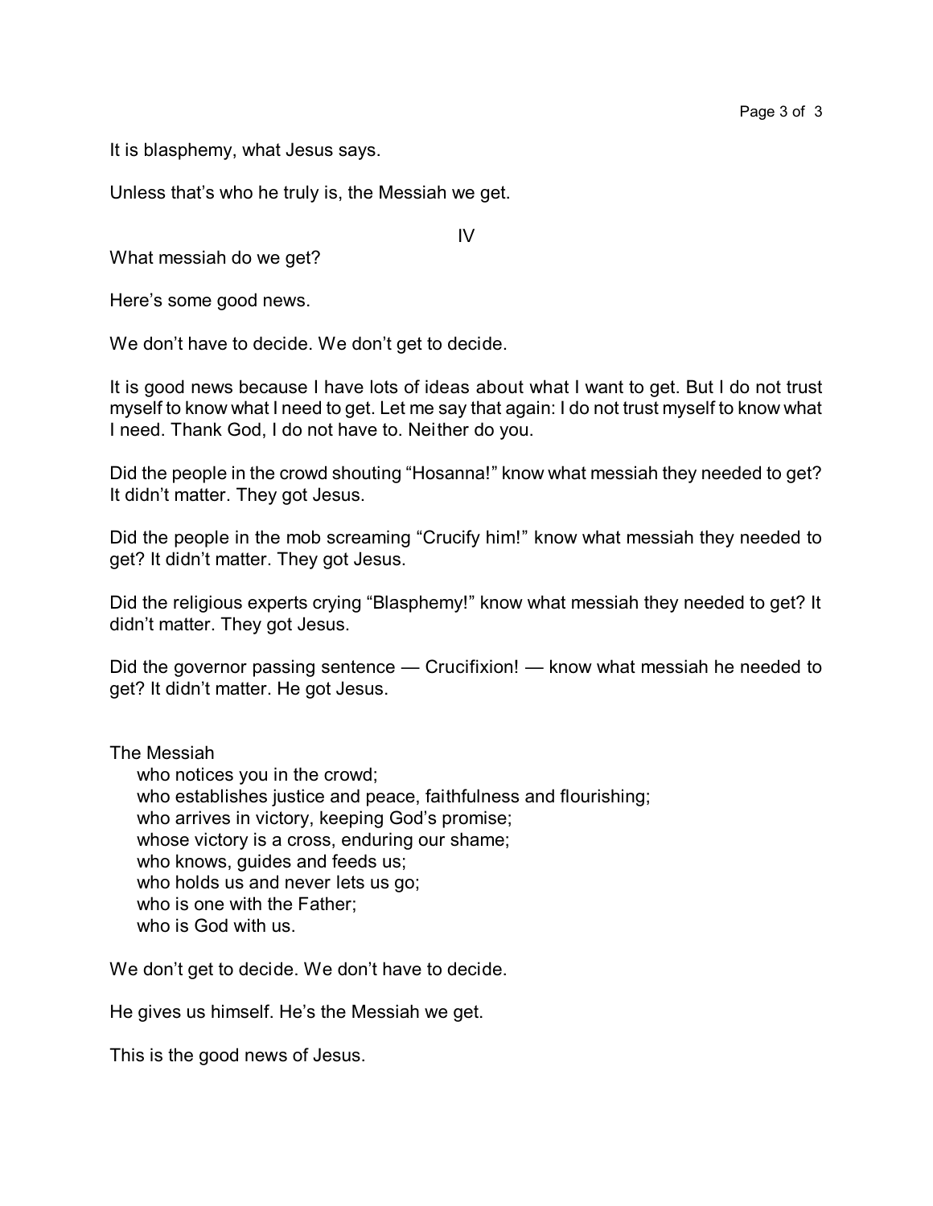It is blasphemy, what Jesus says.

Unless that's who he truly is, the Messiah we get.

## IV

What messiah do we get?

Here's some good news.

We don't have to decide. We don't get to decide.

It is good news because I have lots of ideas about what I want to get. But I do not trust myself to know what I need to get. Let me say that again: I do not trust myself to know what I need. Thank God, I do not have to. Neither do you.

Did the people in the crowd shouting "Hosanna!" know what messiah they needed to get? It didn't matter. They got Jesus.

Did the people in the mob screaming "Crucify him!" know what messiah they needed to get? It didn't matter. They got Jesus.

Did the religious experts crying "Blasphemy!" know what messiah they needed to get? It didn't matter. They got Jesus.

Did the governor passing sentence — Crucifixion! — know what messiah he needed to get? It didn't matter. He got Jesus.

The Messiah  
    who notices you in the crowd;  
    who establishes justice and peace, faithfulness and flourishing;  
    who arrives in victory, keeping God's promise;  
    whose victory is a cross, enduring our shame;  
    who knows, guides and feeds us;  
    who holds us and never lets us go;  
    who is one with the Father;  
    who is God with us.

We don't get to decide. We don't have to decide.

He gives us himself. He's the Messiah we get.

This is the good news of Jesus.